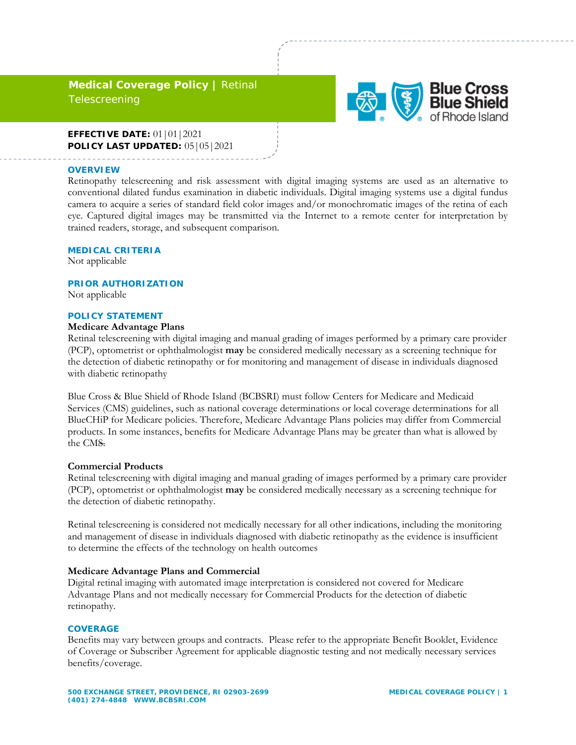# Medical Coverage Policy | Retinal Telescreening

**EFFECTIVE DATE:** 01|01|2021
**POLICY LAST UPDATED:** 05|05|2021

## OVERVIEW

Retinopathy telescreening and risk assessment with digital imaging systems are used as an alternative to conventional dilated fundus examination in diabetic individuals. Digital imaging systems use a digital fundus camera to acquire a series of standard field color images and/or monochromatic images of the retina of each eye. Captured digital images may be transmitted via the Internet to a remote center for interpretation by trained readers, storage, and subsequent comparison.

## MEDICAL CRITERIA

Not applicable

## PRIOR AUTHORIZATION

Not applicable

## POLICY STATEMENT

### Medicare Advantage Plans

Retinal telescreening with digital imaging and manual grading of images performed by a primary care provider (PCP), optometrist or ophthalmologist **may** be considered medically necessary as a screening technique for the detection of diabetic retinopathy or for monitoring and management of disease in individuals diagnosed with diabetic retinopathy

Blue Cross & Blue Shield of Rhode Island (BCBSRI) must follow Centers for Medicare and Medicaid Services (CMS) guidelines, such as national coverage determinations or local coverage determinations for all BlueCHiP for Medicare policies. Therefore, Medicare Advantage Plans policies may differ from Commercial products. In some instances, benefits for Medicare Advantage Plans may be greater than what is allowed by the CMS.

### Commercial Products

Retinal telescreening with digital imaging and manual grading of images performed by a primary care provider (PCP), optometrist or ophthalmologist **may** be considered medically necessary as a screening technique for the detection of diabetic retinopathy.

Retinal telescreening is considered not medically necessary for all other indications, including the monitoring and management of disease in individuals diagnosed with diabetic retinopathy as the evidence is insufficient to determine the effects of the technology on health outcomes

### Medicare Advantage Plans and Commercial

Digital retinal imaging with automated image interpretation is considered not covered for Medicare Advantage Plans and not medically necessary for Commercial Products for the detection of diabetic retinopathy.

## COVERAGE

Benefits may vary between groups and contracts. Please refer to the appropriate Benefit Booklet, Evidence of Coverage or Subscriber Agreement for applicable diagnostic testing and not medically necessary services benefits/coverage.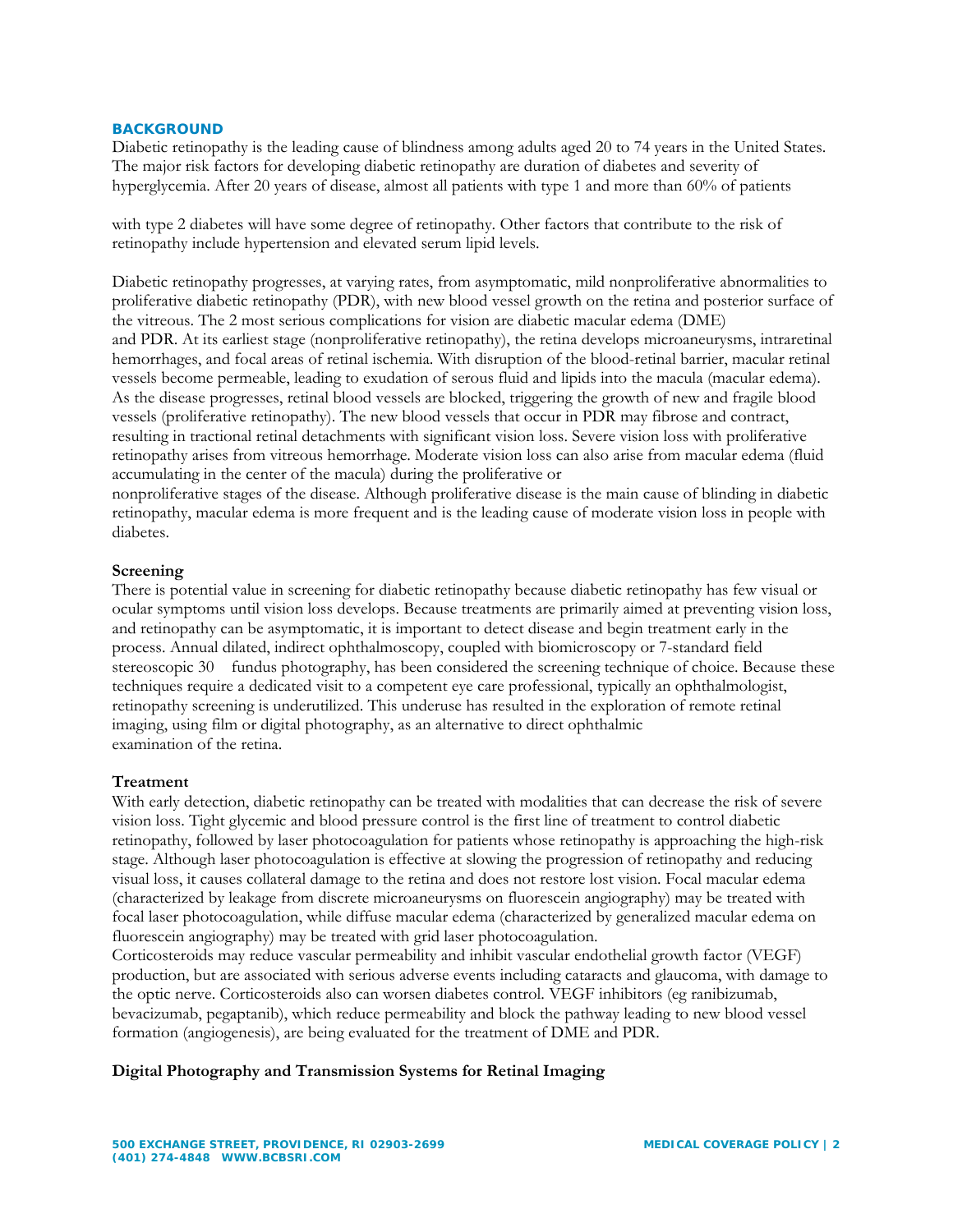## BACKGROUND

Diabetic retinopathy is the leading cause of blindness among adults aged 20 to 74 years in the United States. The major risk factors for developing diabetic retinopathy are duration of diabetes and severity of hyperglycemia. After 20 years of disease, almost all patients with type 1 and more than 60% of patients with type 2 diabetes will have some degree of retinopathy. Other factors that contribute to the risk of retinopathy include hypertension and elevated serum lipid levels.

Diabetic retinopathy progresses, at varying rates, from asymptomatic, mild nonproliferative abnormalities to proliferative diabetic retinopathy (PDR), with new blood vessel growth on the retina and posterior surface of the vitreous. The 2 most serious complications for vision are diabetic macular edema (DME) and PDR. At its earliest stage (nonproliferative retinopathy), the retina develops microaneurysms, intraretinal hemorrhages, and focal areas of retinal ischemia. With disruption of the blood-retinal barrier, macular retinal vessels become permeable, leading to exudation of serous fluid and lipids into the macula (macular edema). As the disease progresses, retinal blood vessels are blocked, triggering the growth of new and fragile blood vessels (proliferative retinopathy). The new blood vessels that occur in PDR may fibrose and contract, resulting in tractional retinal detachments with significant vision loss. Severe vision loss with proliferative retinopathy arises from vitreous hemorrhage. Moderate vision loss can also arise from macular edema (fluid accumulating in the center of the macula) during the proliferative or nonproliferative stages of the disease. Although proliferative disease is the main cause of blinding in diabetic retinopathy, macular edema is more frequent and is the leading cause of moderate vision loss in people with diabetes.

### Screening

There is potential value in screening for diabetic retinopathy because diabetic retinopathy has few visual or ocular symptoms until vision loss develops. Because treatments are primarily aimed at preventing vision loss, and retinopathy can be asymptomatic, it is important to detect disease and begin treatment early in the process. Annual dilated, indirect ophthalmoscopy, coupled with biomicroscopy or 7-standard field stereoscopic 30 fundus photography, has been considered the screening technique of choice. Because these techniques require a dedicated visit to a competent eye care professional, typically an ophthalmologist, retinopathy screening is underutilized. This underuse has resulted in the exploration of remote retinal imaging, using film or digital photography, as an alternative to direct ophthalmic examination of the retina.

### Treatment

With early detection, diabetic retinopathy can be treated with modalities that can decrease the risk of severe vision loss. Tight glycemic and blood pressure control is the first line of treatment to control diabetic retinopathy, followed by laser photocoagulation for patients whose retinopathy is approaching the high-risk stage. Although laser photocoagulation is effective at slowing the progression of retinopathy and reducing visual loss, it causes collateral damage to the retina and does not restore lost vision. Focal macular edema (characterized by leakage from discrete microaneurysms on fluorescein angiography) may be treated with focal laser photocoagulation, while diffuse macular edema (characterized by generalized macular edema on fluorescein angiography) may be treated with grid laser photocoagulation.

Corticosteroids may reduce vascular permeability and inhibit vascular endothelial growth factor (VEGF) production, but are associated with serious adverse events including cataracts and glaucoma, with damage to the optic nerve. Corticosteroids also can worsen diabetes control. VEGF inhibitors (eg ranibizumab, bevacizumab, pegaptanib), which reduce permeability and block the pathway leading to new blood vessel formation (angiogenesis), are being evaluated for the treatment of DME and PDR.

### Digital Photography and Transmission Systems for Retinal Imaging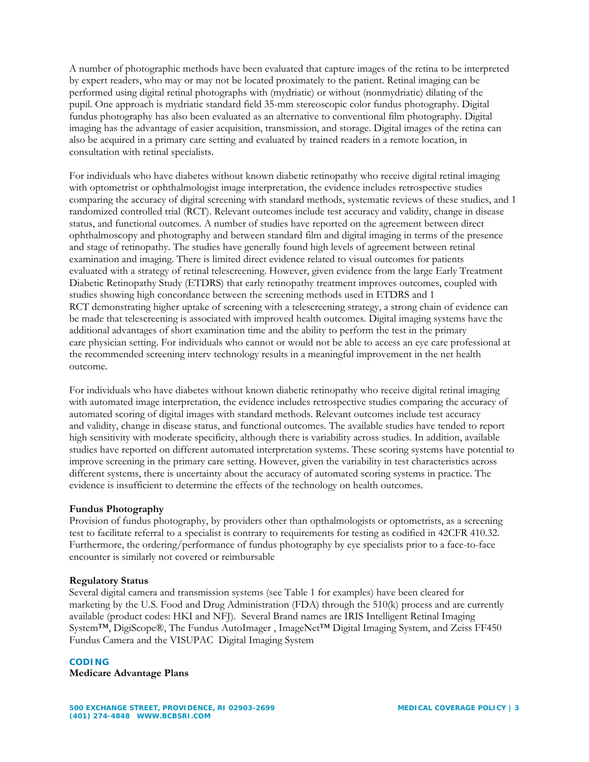A number of photographic methods have been evaluated that capture images of the retina to be interpreted by expert readers, who may or may not be located proximately to the patient. Retinal imaging can be performed using digital retinal photographs with (mydriatic) or without (nonmydriatic) dilating of the pupil. One approach is mydriatic standard field 35-mm stereoscopic color fundus photography. Digital fundus photography has also been evaluated as an alternative to conventional film photography. Digital imaging has the advantage of easier acquisition, transmission, and storage. Digital images of the retina can also be acquired in a primary care setting and evaluated by trained readers in a remote location, in consultation with retinal specialists.

For individuals who have diabetes without known diabetic retinopathy who receive digital retinal imaging with optometrist or ophthalmologist image interpretation, the evidence includes retrospective studies comparing the accuracy of digital screening with standard methods, systematic reviews of these studies, and 1 randomized controlled trial (RCT). Relevant outcomes include test accuracy and validity, change in disease status, and functional outcomes. A number of studies have reported on the agreement between direct ophthalmoscopy and photography and between standard film and digital imaging in terms of the presence and stage of retinopathy. The studies have generally found high levels of agreement between retinal examination and imaging. There is limited direct evidence related to visual outcomes for patients evaluated with a strategy of retinal telescreening. However, given evidence from the large Early Treatment Diabetic Retinopathy Study (ETDRS) that early retinopathy treatment improves outcomes, coupled with studies showing high concordance between the screening methods used in ETDRS and 1 RCT demonstrating higher uptake of screening with a telescreening strategy, a strong chain of evidence can be made that telescreening is associated with improved health outcomes. Digital imaging systems have the additional advantages of short examination time and the ability to perform the test in the primary care physician setting. For individuals who cannot or would not be able to access an eye care professional at the recommended screening interv technology results in a meaningful improvement in the net health outcome.

For individuals who have diabetes without known diabetic retinopathy who receive digital retinal imaging with automated image interpretation, the evidence includes retrospective studies comparing the accuracy of automated scoring of digital images with standard methods. Relevant outcomes include test accuracy and validity, change in disease status, and functional outcomes. The available studies have tended to report high sensitivity with moderate specificity, although there is variability across studies. In addition, available studies have reported on different automated interpretation systems. These scoring systems have potential to improve screening in the primary care setting. However, given the variability in test characteristics across different systems, there is uncertainty about the accuracy of automated scoring systems in practice. The evidence is insufficient to determine the effects of the technology on health outcomes.

**Fundus Photography**
Provision of fundus photography, by providers other than opthalmologists or optometrists, as a screening test to facilitate referral to a specialist is contrary to requirements for testing as codified in 42CFR 410.32. Furthermore, the ordering/performance of fundus photography by eye specialists prior to a face-to-face encounter is similarly not covered or reimbursable

**Regulatory Status**
Several digital camera and transmission systems (see Table 1 for examples) have been cleared for marketing by the U.S. Food and Drug Administration (FDA) through the 510(k) process and are currently available (product codes: HKI and NFJ). Several Brand names are IRIS Intelligent Retinal Imaging System™, DigiScope®, The Fundus AutoImager , ImageNet™ Digital Imaging System, and Zeiss FF450 Fundus Camera and the VISUPAC Digital Imaging System

## CODING

**Medicare Advantage Plans**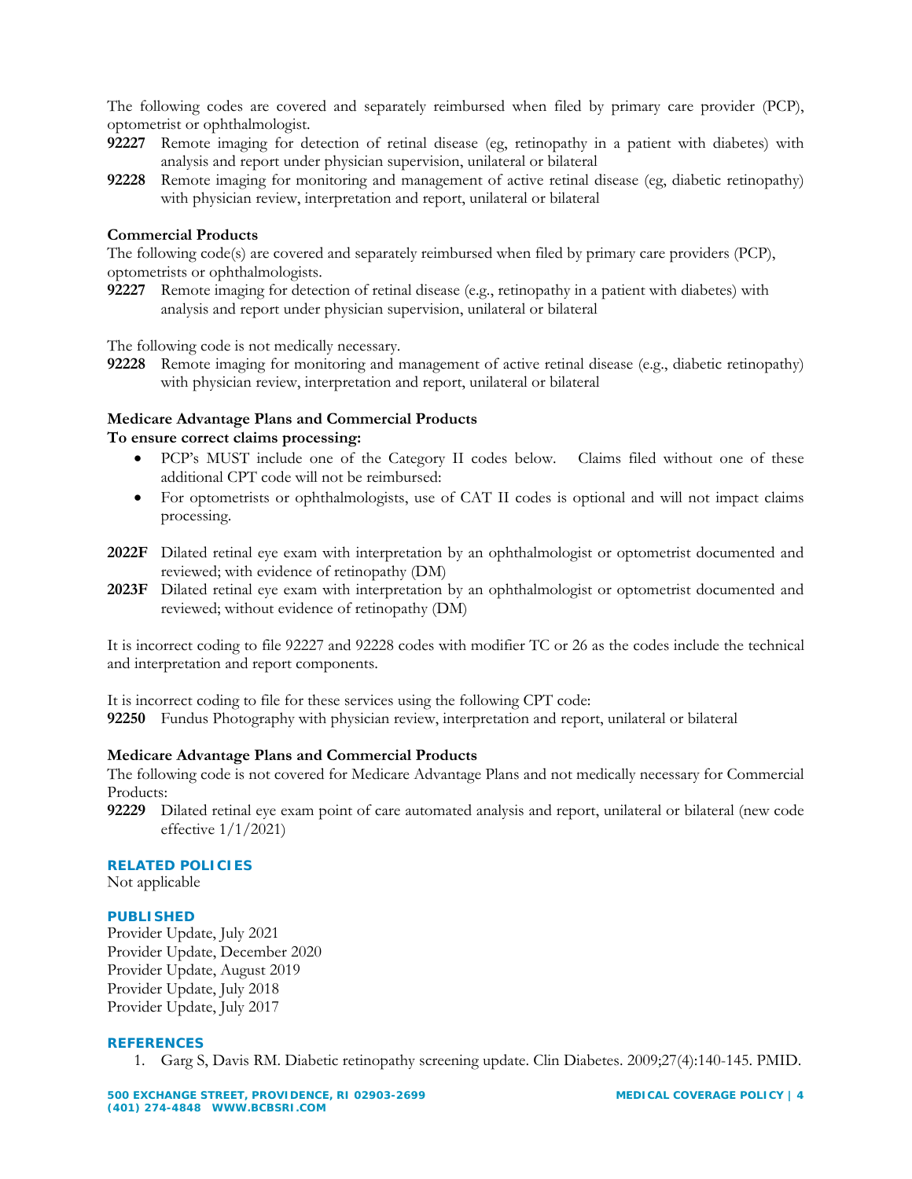The following codes are covered and separately reimbursed when filed by primary care provider (PCP), optometrist or ophthalmologist.

**92227** Remote imaging for detection of retinal disease (eg, retinopathy in a patient with diabetes) with analysis and report under physician supervision, unilateral or bilateral

**92228** Remote imaging for monitoring and management of active retinal disease (eg, diabetic retinopathy) with physician review, interpretation and report, unilateral or bilateral

**Commercial Products**

The following code(s) are covered and separately reimbursed when filed by primary care providers (PCP), optometrists or ophthalmologists.

**92227** Remote imaging for detection of retinal disease (e.g., retinopathy in a patient with diabetes) with analysis and report under physician supervision, unilateral or bilateral

The following code is not medically necessary.

**92228** Remote imaging for monitoring and management of active retinal disease (e.g., diabetic retinopathy) with physician review, interpretation and report, unilateral or bilateral

**Medicare Advantage Plans and Commercial Products**

**To ensure correct claims processing:**

- PCP's MUST include one of the Category II codes below. Claims filed without one of these additional CPT code will not be reimbursed:
- For optometrists or ophthalmologists, use of CAT II codes is optional and will not impact claims processing.

**2022F** Dilated retinal eye exam with interpretation by an ophthalmologist or optometrist documented and reviewed; with evidence of retinopathy (DM)

**2023F** Dilated retinal eye exam with interpretation by an ophthalmologist or optometrist documented and reviewed; without evidence of retinopathy (DM)

It is incorrect coding to file 92227 and 92228 codes with modifier TC or 26 as the codes include the technical and interpretation and report components.

It is incorrect coding to file for these services using the following CPT code:

**92250** Fundus Photography with physician review, interpretation and report, unilateral or bilateral

**Medicare Advantage Plans and Commercial Products**

The following code is not covered for Medicare Advantage Plans and not medically necessary for Commercial Products:

**92229** Dilated retinal eye exam point of care automated analysis and report, unilateral or bilateral (new code effective 1/1/2021)

## RELATED POLICIES

Not applicable

## PUBLISHED

Provider Update, July 2021
Provider Update, December 2020
Provider Update, August 2019
Provider Update, July 2018
Provider Update, July 2017

## REFERENCES

1. Garg S, Davis RM. Diabetic retinopathy screening update. Clin Diabetes. 2009;27(4):140-145. PMID.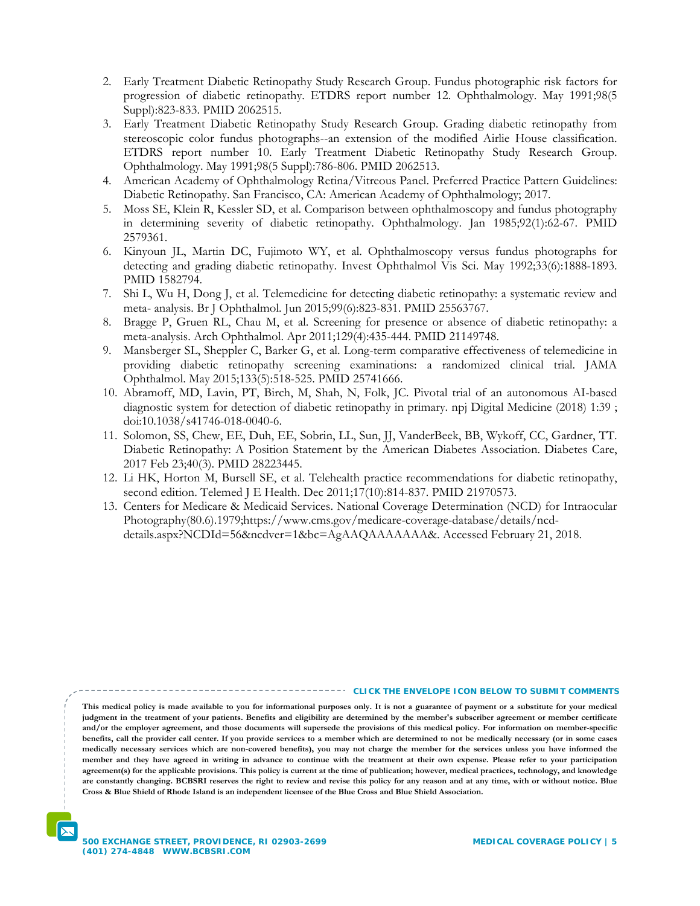2. Early Treatment Diabetic Retinopathy Study Research Group. Fundus photographic risk factors for progression of diabetic retinopathy. ETDRS report number 12. Ophthalmology. May 1991;98(5 Suppl):823-833. PMID 2062515.
3. Early Treatment Diabetic Retinopathy Study Research Group. Grading diabetic retinopathy from stereoscopic color fundus photographs--an extension of the modified Airlie House classification. ETDRS report number 10. Early Treatment Diabetic Retinopathy Study Research Group. Ophthalmology. May 1991;98(5 Suppl):786-806. PMID 2062513.
4. American Academy of Ophthalmology Retina/Vitreous Panel. Preferred Practice Pattern Guidelines: Diabetic Retinopathy. San Francisco, CA: American Academy of Ophthalmology; 2017.
5. Moss SE, Klein R, Kessler SD, et al. Comparison between ophthalmoscopy and fundus photography in determining severity of diabetic retinopathy. Ophthalmology. Jan 1985;92(1):62-67. PMID 2579361.
6. Kinyoun JL, Martin DC, Fujimoto WY, et al. Ophthalmoscopy versus fundus photographs for detecting and grading diabetic retinopathy. Invest Ophthalmol Vis Sci. May 1992;33(6):1888-1893. PMID 1582794.
7. Shi L, Wu H, Dong J, et al. Telemedicine for detecting diabetic retinopathy: a systematic review and meta- analysis. Br J Ophthalmol. Jun 2015;99(6):823-831. PMID 25563767.
8. Bragge P, Gruen RL, Chau M, et al. Screening for presence or absence of diabetic retinopathy: a meta-analysis. Arch Ophthalmol. Apr 2011;129(4):435-444. PMID 21149748.
9. Mansberger SL, Sheppler C, Barker G, et al. Long-term comparative effectiveness of telemedicine in providing diabetic retinopathy screening examinations: a randomized clinical trial. JAMA Ophthalmol. May 2015;133(5):518-525. PMID 25741666.
10. Abramoff, MD, Lavin, PT, Birch, M, Shah, N, Folk, JC. Pivotal trial of an autonomous AI-based diagnostic system for detection of diabetic retinopathy in primary. npj Digital Medicine (2018) 1:39 ; doi:10.1038/s41746-018-0040-6.
11. Solomon, SS, Chew, EE, Duh, EE, Sobrin, LL, Sun, JJ, VanderBeek, BB, Wykoff, CC, Gardner, TT. Diabetic Retinopathy: A Position Statement by the American Diabetes Association. Diabetes Care, 2017 Feb 23;40(3). PMID 28223445.
12. Li HK, Horton M, Bursell SE, et al. Telehealth practice recommendations for diabetic retinopathy, second edition. Telemed J E Health. Dec 2011;17(10):814-837. PMID 21970573.
13. Centers for Medicare & Medicaid Services. National Coverage Determination (NCD) for Intraocular Photography(80.6).1979;https://www.cms.gov/medicare-coverage-database/details/ncd-details.aspx?NCDId=56&ncdver=1&bc=AgAAQAAAAAAA&. Accessed February 21, 2018.

CLICK THE ENVELOPE ICON BELOW TO SUBMIT COMMENTS

**This medical policy is made available to you for informational purposes only. It is not a guarantee of payment or a substitute for your medical judgment in the treatment of your patients. Benefits and eligibility are determined by the member's subscriber agreement or member certificate and/or the employer agreement, and those documents will supersede the provisions of this medical policy. For information on member-specific benefits, call the provider call center. If you provide services to a member which are determined to not be medically necessary (or in some cases medically necessary services which are non-covered benefits), you may not charge the member for the services unless you have informed the member and they have agreed in writing in advance to continue with the treatment at their own expense. Please refer to your participation agreement(s) for the applicable provisions. This policy is current at the time of publication; however, medical practices, technology, and knowledge are constantly changing. BCBSRI reserves the right to review and revise this policy for any reason and at any time, with or without notice. Blue Cross & Blue Shield of Rhode Island is an independent licensee of the Blue Cross and Blue Shield Association.**

500 EXCHANGE STREET, PROVIDENCE, RI 02903-2699
(401) 274-4848 WWW.BCBSRI.COM